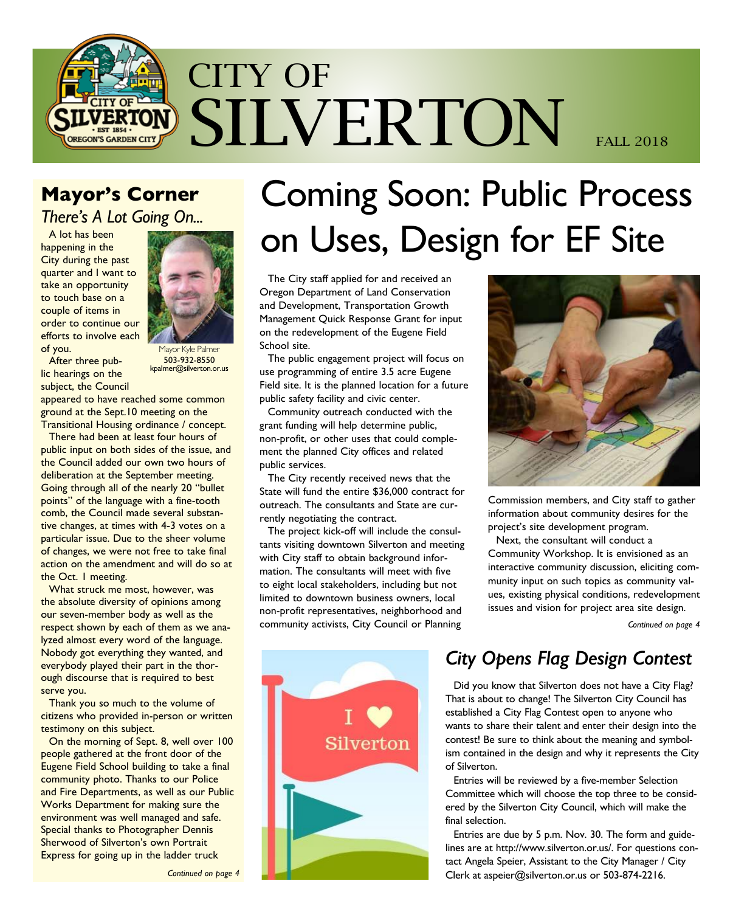# CITY OF SILVERTON

FALL 2018

## Mayor's Corner

*There's A Lot Going On...*

A lot has been happening in the City during the past quarter and I want to take an opportunity to touch base on a couple of items in order to continue our efforts to involve each of you.

Mayor Kyle Palmer
503-932-8550
kpalmer@silverton.or.us

After three public hearings on the subject, the Council appeared to have reached some common ground at the Sept.10 meeting on the Transitional Housing ordinance / concept.

There had been at least four hours of public input on both sides of the issue, and the Council added our own two hours of deliberation at the September meeting. Going through all of the nearly 20 "bullet points" of the language with a fine-tooth comb, the Council made several substantive changes, at times with 4-3 votes on a particular issue. Due to the sheer volume of changes, we were not free to take final action on the amendment and will do so at the Oct. 1 meeting.

What struck me most, however, was the absolute diversity of opinions among our seven-member body as well as the respect shown by each of them as we analyzed almost every word of the language. Nobody got everything they wanted, and everybody played their part in the thorough discourse that is required to best serve you.

Thank you so much to the volume of citizens who provided in-person or written testimony on this subject.

On the morning of Sept. 8, well over 100 people gathered at the front door of the Eugene Field School building to take a final community photo. Thanks to our Police and Fire Departments, as well as our Public Works Department for making sure the environment was well managed and safe. Special thanks to Photographer Dennis Sherwood of Silverton's own Portrait Express for going up in the ladder truck

*Continued on page 4*

# Coming Soon: Public Process on Uses, Design for EF Site

The City staff applied for and received an Oregon Department of Land Conservation and Development, Transportation Growth Management Quick Response Grant for input on the redevelopment of the Eugene Field School site.

The public engagement project will focus on use programming of entire 3.5 acre Eugene Field site. It is the planned location for a future public safety facility and civic center.

Community outreach conducted with the grant funding will help determine public, non-profit, or other uses that could complement the planned City offices and related public services.

The City recently received news that the State will fund the entire $36,000 contract for outreach. The consultants and State are currently negotiating the contract.

The project kick-off will include the consultants visiting downtown Silverton and meeting with City staff to obtain background information. The consultants will meet with five to eight local stakeholders, including but not limited to downtown business owners, local non-profit representatives, neighborhood and community activists, City Council or Planning Commission members, and City staff to gather information about community desires for the project's site development program.

Next, the consultant will conduct a Community Workshop. It is envisioned as an interactive community discussion, eliciting community input on such topics as community values, existing physical conditions, redevelopment issues and vision for project area site design.

*Continued on page 4*

## *City Opens Flag Design Contest*

Did you know that Silverton does not have a City Flag? That is about to change! The Silverton City Council has established a City Flag Contest open to anyone who wants to share their talent and enter their design into the contest! Be sure to think about the meaning and symbolism contained in the design and why it represents the City of Silverton.

Entries will be reviewed by a five-member Selection Committee which will choose the top three to be considered by the Silverton City Council, which will make the final selection.

Entries are due by 5 p.m. Nov. 30. The form and guidelines are at http://www.silverton.or.us/. For questions contact Angela Speier, Assistant to the City Manager / City Clerk at aspeier@silverton.or.us or 503-874-2216.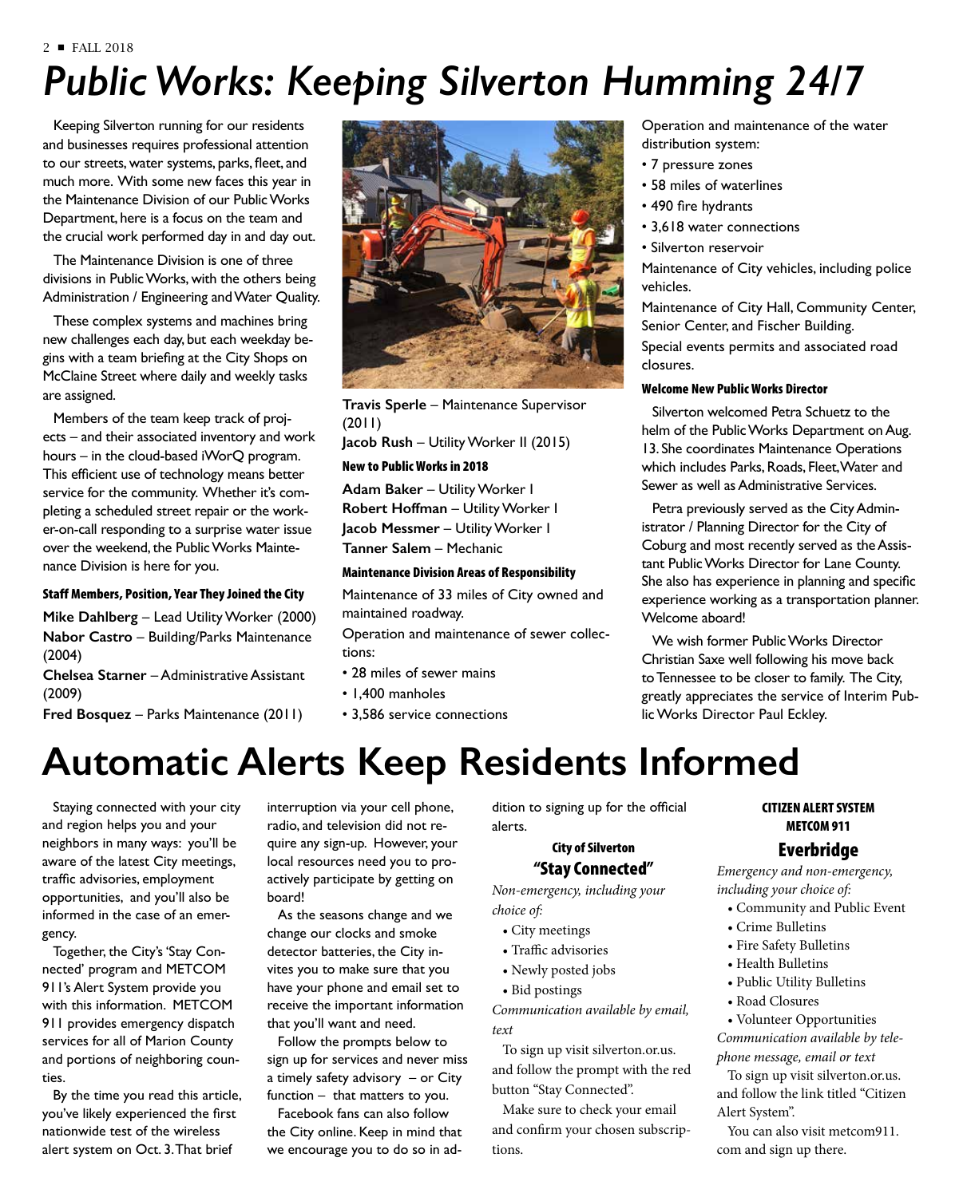# Public Works: Keeping Silverton Humming 24/7

Keeping Silverton running for our residents and businesses requires professional attention to our streets, water systems, parks, fleet, and much more. With some new faces this year in the Maintenance Division of our Public Works Department, here is a focus on the team and the crucial work performed day in and day out.

The Maintenance Division is one of three divisions in Public Works, with the others being Administration / Engineering and Water Quality.

These complex systems and machines bring new challenges each day, but each weekday begins with a team briefing at the City Shops on McClaine Street where daily and weekly tasks are assigned.

Members of the team keep track of projects – and their associated inventory and work hours – in the cloud-based iWorQ program. This efficient use of technology means better service for the community. Whether it's completing a scheduled street repair or the worker-on-call responding to a surprise water issue over the weekend, the Public Works Maintenance Division is here for you.

#### Staff Members, Position, Year They Joined the City

**Mike Dahlberg** – Lead Utility Worker (2000)
**Nabor Castro** – Building/Parks Maintenance (2004)
**Chelsea Starner** – Administrative Assistant (2009)
**Fred Bosquez** – Parks Maintenance (2011)
**Travis Sperle** – Maintenance Supervisor (2011)
**Jacob Rush** – Utility Worker II (2015)

#### New to Public Works in 2018

**Adam Baker** – Utility Worker I
**Robert Hoffman** – Utility Worker I
**Jacob Messmer** – Utility Worker I
**Tanner Salem** – Mechanic

#### Maintenance Division Areas of Responsibility

Maintenance of 33 miles of City owned and maintained roadway.

Operation and maintenance of sewer collections:

- 28 miles of sewer mains
- 1,400 manholes
- 3,586 service connections

Operation and maintenance of the water distribution system:

- 7 pressure zones
- 58 miles of waterlines
- 490 fire hydrants
- 3,618 water connections
- Silverton reservoir

Maintenance of City vehicles, including police vehicles.

Maintenance of City Hall, Community Center, Senior Center, and Fischer Building.

Special events permits and associated road closures.

#### Welcome New Public Works Director

Silverton welcomed Petra Schuetz to the helm of the Public Works Department on Aug. 13. She coordinates Maintenance Operations which includes Parks, Roads, Fleet, Water and Sewer as well as Administrative Services.

Petra previously served as the City Administrator / Planning Director for the City of Coburg and most recently served as the Assistant Public Works Director for Lane County. She also has experience in planning and specific experience working as a transportation planner. Welcome aboard!

We wish former Public Works Director Christian Saxe well following his move back to Tennessee to be closer to family. The City, greatly appreciates the service of Interim Public Works Director Paul Eckley.

# Automatic Alerts Keep Residents Informed

Staying connected with your city and region helps you and your neighbors in many ways: you'll be aware of the latest City meetings, traffic advisories, employment opportunities, and you'll also be informed in the case of an emergency.

Together, the City's 'Stay Connected' program and METCOM 911's Alert System provide you with this information. METCOM 911 provides emergency dispatch services for all of Marion County and portions of neighboring counties.

By the time you read this article, you've likely experienced the first nationwide test of the wireless alert system on Oct. 3. That brief interruption via your cell phone, radio, and television did not require any sign-up. However, your local resources need you to proactively participate by getting on board!

As the seasons change and we change our clocks and smoke detector batteries, the City invites you to make sure that you have your phone and email set to receive the important information that you'll want and need.

Follow the prompts below to sign up for services and never miss a timely safety advisory – or City function – that matters to you.

Facebook fans can also follow the City online. Keep in mind that we encourage you to do so in addition to signing up for the official alerts.

#### City of Silverton
### "Stay Connected"

*Non-emergency, including your choice of:*

- City meetings
- Traffic advisories
- Newly posted jobs
- Bid postings

*Communication available by email, text*

To sign up visit silverton.or.us. and follow the prompt with the red button "Stay Connected".

Make sure to check your email and confirm your chosen subscriptions.

#### CITIZEN ALERT SYSTEM
#### METCOM 911
### Everbridge

*Emergency and non-emergency, including your choice of:*

- Community and Public Event
- Crime Bulletins
- Fire Safety Bulletins
- Health Bulletins
- Public Utility Bulletins
- Road Closures
- Volunteer Opportunities

*Communication available by telephone message, email or text*

To sign up visit silverton.or.us. and follow the link titled "Citizen Alert System".

You can also visit metcom911.com and sign up there.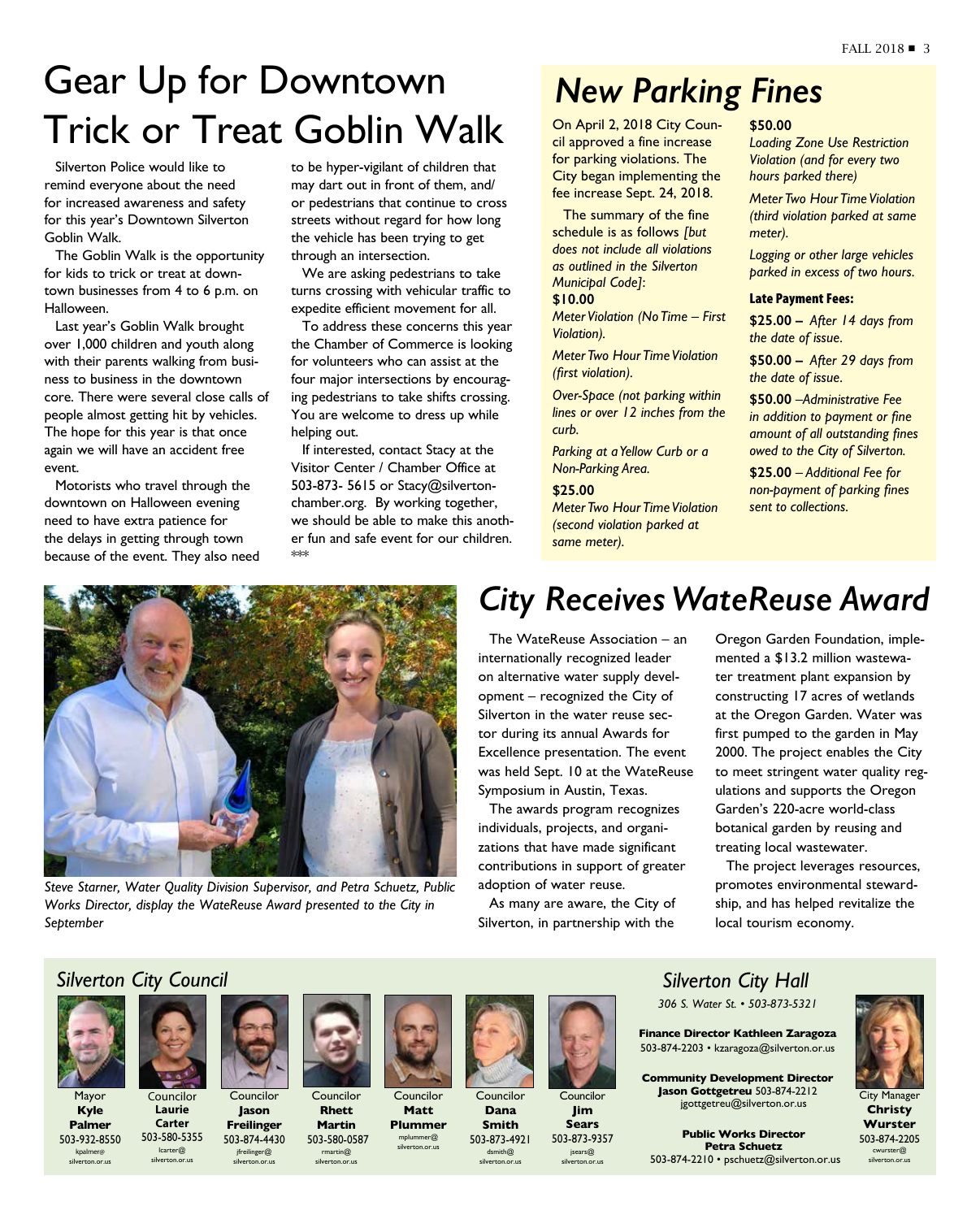# Gear Up for Downtown Trick or Treat Goblin Walk

Silverton Police would like to remind everyone about the need for increased awareness and safety for this year's Downtown Silverton Goblin Walk.

The Goblin Walk is the opportunity for kids to trick or treat at downtown businesses from 4 to 6 p.m. on Halloween.

Last year's Goblin Walk brought over 1,000 children and youth along with their parents walking from business to business in the downtown core. There were several close calls of people almost getting hit by vehicles. The hope for this year is that once again we will have an accident free event.

Motorists who travel through the downtown on Halloween evening need to have extra patience for the delays in getting through town because of the event. They also need to be hyper-vigilant of children that may dart out in front of them, and/or pedestrians that continue to cross streets without regard for how long the vehicle has been trying to get through an intersection.

We are asking pedestrians to take turns crossing with vehicular traffic to expedite efficient movement for all.

To address these concerns this year the Chamber of Commerce is looking for volunteers who can assist at the four major intersections by encouraging pedestrians to take shifts crossing. You are welcome to dress up while helping out.

If interested, contact Stacy at the Visitor Center / Chamber Office at 503-873- 5615 or Stacy@silvertonchamber.org. By working together, we should be able to make this another fun and safe event for our children.

***

# New Parking Fines

On April 2, 2018 City Council approved a fine increase for parking violations. The City began implementing the fee increase Sept. 24, 2018.

The summary of the fine schedule is as follows *[but does not include all violations as outlined in the Silverton Municipal Code]*:

**$10.00**

*Meter Violation (No Time – First Violation).*

*Meter Two Hour Time Violation (first violation).*

*Over-Space (not parking within lines or over 12 inches from the curb.*

*Parking at a Yellow Curb or a Non-Parking Area.*

**$25.00**

*Meter Two Hour Time Violation (second violation parked at same meter).*

**$50.00**

*Loading Zone Use Restriction Violation (and for every two hours parked there)*

*Meter Two Hour Time Violation (third violation parked at same meter).*

*Logging or other large vehicles parked in excess of two hours.*

**Late Payment Fees:**

**$25.00 –** *After 14 days from the date of issue.*

**$50.00 –** *After 29 days from the date of issue.*

**$50.00** *–Administrative Fee in addition to payment or fine amount of all outstanding fines owed to the City of Silverton.*

**$25.00** *– Additional Fee for non-payment of parking fines sent to collections.*

# City Receives WateReuse Award

*Steve Starner, Water Quality Division Supervisor, and Petra Schuetz, Public Works Director, display the WateReuse Award presented to the City in September*

The WateReuse Association – an internationally recognized leader on alternative water supply development – recognized the City of Silverton in the water reuse sector during its annual Awards for Excellence presentation. The event was held Sept. 10 at the WateReuse Symposium in Austin, Texas.

The awards program recognizes individuals, projects, and organizations that have made significant contributions in support of greater adoption of water reuse.

As many are aware, the City of Silverton, in partnership with the Oregon Garden Foundation, implemented a $13.2 million wastewater treatment plant expansion by constructing 17 acres of wetlands at the Oregon Garden. Water was first pumped to the garden in May 2000. The project enables the City to meet stringent water quality regulations and supports the Oregon Garden's 220-acre world-class botanical garden by reusing and treating local wastewater.

The project leverages resources, promotes environmental stewardship, and has helped revitalize the local tourism economy.

## Silverton City Council

Mayor **Kyle Palmer** 503-932-8550 kpalmer@silverton.or.us

Councilor **Laurie Carter** 503-580-5355 lcarter@silverton.or.us

Councilor **Jason Freilinger** 503-874-4430 jfreilinger@silverton.or.us

Councilor **Rhett Martin** 503-580-0587 rmartin@silverton.or.us

Councilor **Matt Plummer** mplummer@silverton.or.us

Councilor **Dana Smith** 503-873-4921 dsmith@silverton.or.us

Councilor **Jim Sears** 503-873-9357 jsears@silverton.or.us

## Silverton City Hall

*306 S. Water St. • 503-873-5321*

**Finance Director Kathleen Zaragoza**
503-874-2203 • kzaragoza@silverton.or.us

**Community Development Director Jason Gottgetreu** 503-874-2212
jgottgetreu@silverton.or.us

**Public Works Director Petra Schuetz**
503-874-2210 • pschuetz@silverton.or.us

City Manager **Christy Wurster** 503-874-2205 cwurster@silverton.or.us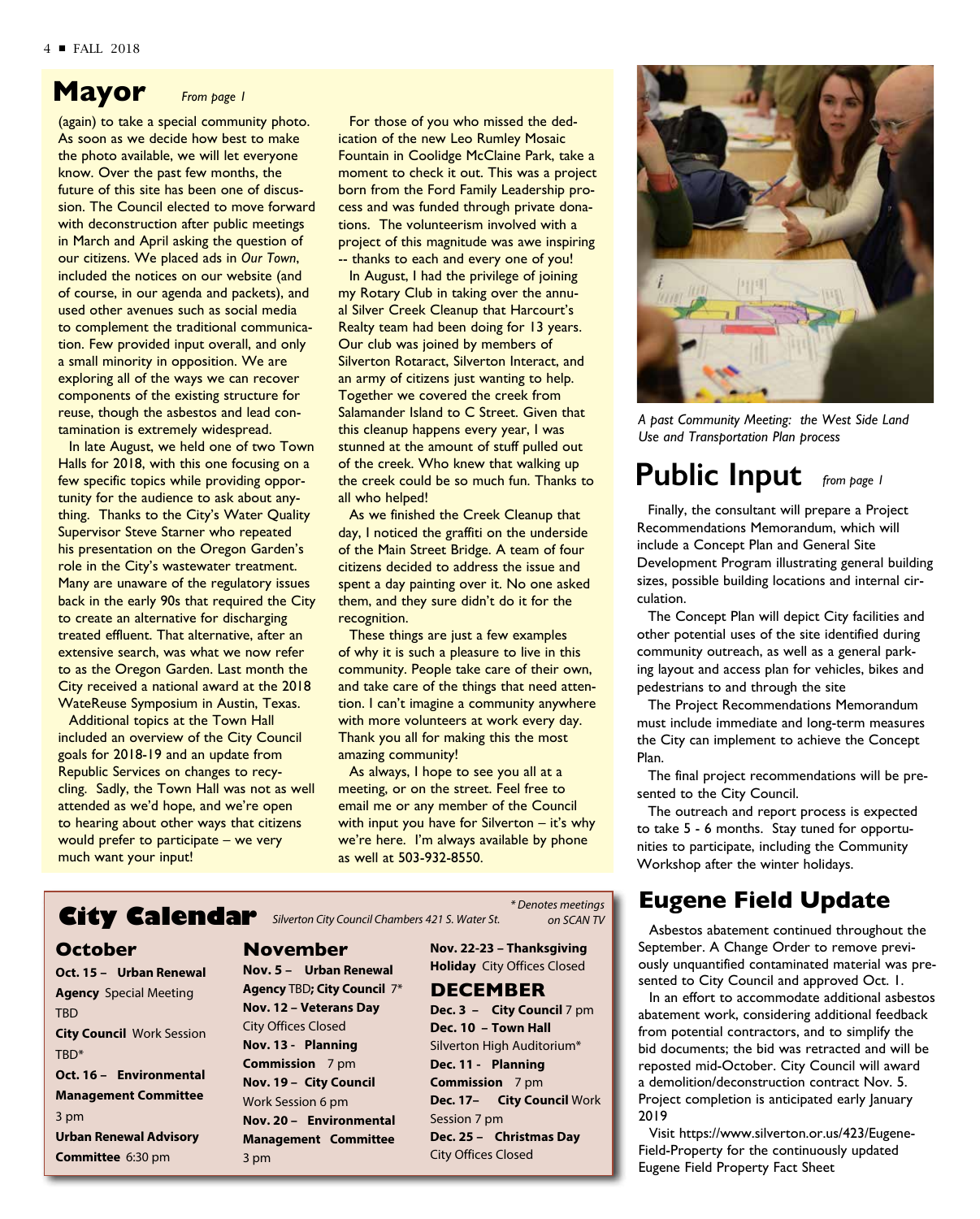## Mayor *From page 1*

(again) to take a special community photo. As soon as we decide how best to make the photo available, we will let everyone know. Over the past few months, the future of this site has been one of discussion. The Council elected to move forward with deconstruction after public meetings in March and April asking the question of our citizens. We placed ads in *Our Town*, included the notices on our website (and of course, in our agenda and packets), and used other avenues such as social media to complement the traditional communication. Few provided input overall, and only a small minority in opposition. We are exploring all of the ways we can recover components of the existing structure for reuse, though the asbestos and lead contamination is extremely widespread.

In late August, we held one of two Town Halls for 2018, with this one focusing on a few specific topics while providing opportunity for the audience to ask about anything. Thanks to the City's Water Quality Supervisor Steve Starner who repeated his presentation on the Oregon Garden's role in the City's wastewater treatment. Many are unaware of the regulatory issues back in the early 90s that required the City to create an alternative for discharging treated effluent. That alternative, after an extensive search, was what we now refer to as the Oregon Garden. Last month the City received a national award at the 2018 WateReuse Symposium in Austin, Texas.

Additional topics at the Town Hall included an overview of the City Council goals for 2018-19 and an update from Republic Services on changes to recycling. Sadly, the Town Hall was not as well attended as we'd hope, and we're open to hearing about other ways that citizens would prefer to participate – we very much want your input!

For those of you who missed the dedication of the new Leo Rumley Mosaic Fountain in Coolidge McClaine Park, take a moment to check it out. This was a project born from the Ford Family Leadership process and was funded through private donations. The volunteerism involved with a project of this magnitude was awe inspiring -- thanks to each and every one of you!

In August, I had the privilege of joining my Rotary Club in taking over the annual Silver Creek Cleanup that Harcourt's Realty team had been doing for 13 years. Our club was joined by members of Silverton Rotaract, Silverton Interact, and an army of citizens just wanting to help. Together we covered the creek from Salamander Island to C Street. Given that this cleanup happens every year, I was stunned at the amount of stuff pulled out of the creek. Who knew that walking up the creek could be so much fun. Thanks to all who helped!

As we finished the Creek Cleanup that day, I noticed the graffiti on the underside of the Main Street Bridge. A team of four citizens decided to address the issue and spent a day painting over it. No one asked them, and they sure didn't do it for the recognition.

These things are just a few examples of why it is such a pleasure to live in this community. People take care of their own, and take care of the things that need attention. I can't imagine a community anywhere with more volunteers at work every day. Thank you all for making this the most amazing community!

As always, I hope to see you all at a meeting, or on the street. Feel free to email me or any member of the Council with input you have for Silverton – it's why we're here. I'm always available by phone as well at 503-932-8550.

*A past Community Meeting: the West Side Land Use and Transportation Plan process*

## Public Input *from page 1*

Finally, the consultant will prepare a Project Recommendations Memorandum, which will include a Concept Plan and General Site Development Program illustrating general building sizes, possible building locations and internal circulation.

The Concept Plan will depict City facilities and other potential uses of the site identified during community outreach, as well as a general parking layout and access plan for vehicles, bikes and pedestrians to and through the site

The Project Recommendations Memorandum must include immediate and long-term measures the City can implement to achieve the Concept Plan.

The final project recommendations will be presented to the City Council.

The outreach and report process is expected to take 5 - 6 months. Stay tuned for opportunities to participate, including the Community Workshop after the winter holidays.

## City Calendar

*Silverton City Council Chambers 421 S. Water St.*

*\* Denotes meetings on SCAN TV*

### October

**Oct. 15 – Urban Renewal Agency** Special Meeting TBD

**City Council** Work Session TBD*

**Oct. 16 – Environmental Management Committee** 3 pm

**Urban Renewal Advisory Committee** 6:30 pm

### November

**Nov. 5 – Urban Renewal Agency** TBD**; City Council** 7*

**Nov. 12 – Veterans Day** City Offices Closed

**Nov. 13 - Planning Commission** 7 pm

**Nov. 19 – City Council** Work Session 6 pm

**Nov. 20 – Environmental Management Committee** 3 pm

**Nov. 22-23 – Thanksgiving Holiday** City Offices Closed

### DECEMBER

**Dec. 3 – City Council** 7 pm

**Dec. 10 – Town Hall** Silverton High Auditorium*

**Dec. 11 - Planning Commission** 7 pm

**Dec. 17– City Council** Work Session 7 pm

**Dec. 25 – Christmas Day** City Offices Closed

## Eugene Field Update

Asbestos abatement continued throughout the September. A Change Order to remove previously unquantified contaminated material was presented to City Council and approved Oct. 1.

In an effort to accommodate additional asbestos abatement work, considering additional feedback from potential contractors, and to simplify the bid documents; the bid was retracted and will be reposted mid-October. City Council will award a demolition/deconstruction contract Nov. 5. Project completion is anticipated early January 2019

Visit https://www.silverton.or.us/423/Eugene-Field-Property for the continuously updated Eugene Field Property Fact Sheet